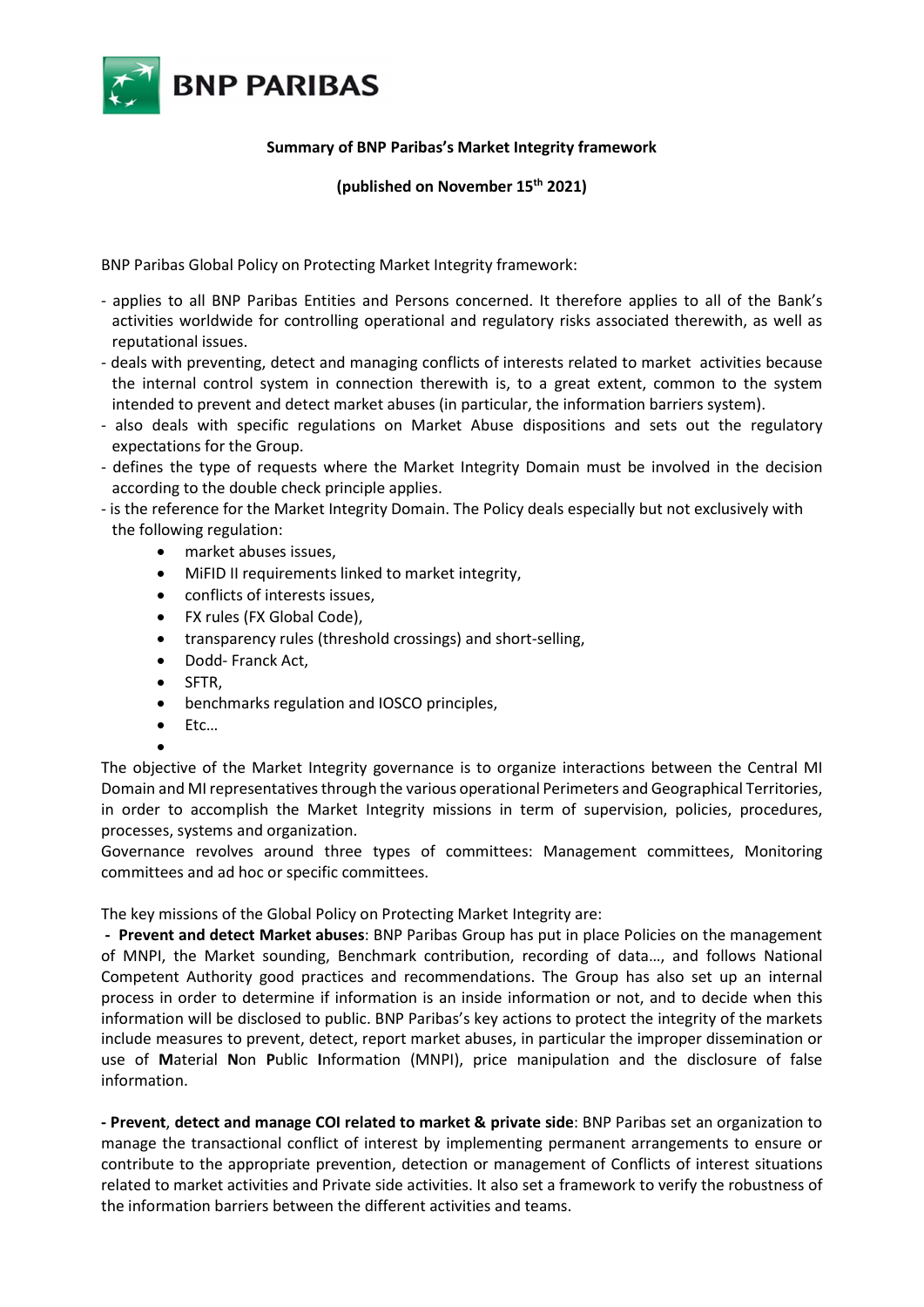**Summary of BNP Paribas's Market Integrity framework**

**(published on November 15th 2021)**

BNP Paribas Global Policy on Protecting Market Integrity framework:

- applies to all BNP Paribas Entities and Persons concerned. It therefore applies to all of the Bank's activities worldwide for controlling operational and regulatory risks associated therewith, as well as reputational issues.
- deals with preventing, detect and managing conflicts of interests related to market activities because the internal control system in connection therewith is, to a great extent, common to the system intended to prevent and detect market abuses (in particular, the information barriers system).
- also deals with specific regulations on Market Abuse dispositions and sets out the regulatory expectations for the Group.
- defines the type of requests where the Market Integrity Domain must be involved in the decision according to the double check principle applies.
- is the reference for the Market Integrity Domain. The Policy deals especially but not exclusively with the following regulation:
    - market abuses issues,
    - MiFID II requirements linked to market integrity,
    - conflicts of interests issues,
    - FX rules (FX Global Code),
    - transparency rules (threshold crossings) and short-selling,
    - Dodd- Franck Act,
    - SFTR,
    - benchmarks regulation and IOSCO principles,
    - Etc…

The objective of the Market Integrity governance is to organize interactions between the Central MI Domain and MI representatives through the various operational Perimeters and Geographical Territories, in order to accomplish the Market Integrity missions in term of supervision, policies, procedures, processes, systems and organization.

Governance revolves around three types of committees: Management committees, Monitoring committees and ad hoc or specific committees.

The key missions of the Global Policy on Protecting Market Integrity are:

**- Prevent and detect Market abuses**: BNP Paribas Group has put in place Policies on the management of MNPI, the Market sounding, Benchmark contribution, recording of data…, and follows National Competent Authority good practices and recommendations. The Group has also set up an internal process in order to determine if information is an inside information or not, and to decide when this information will be disclosed to public. BNP Paribas's key actions to protect the integrity of the markets include measures to prevent, detect, report market abuses, in particular the improper dissemination or use of **M**aterial **N**on **P**ublic **I**nformation (MNPI), price manipulation and the disclosure of false information.

**- Prevent**, **detect and manage COI related to market & private side**: BNP Paribas set an organization to manage the transactional conflict of interest by implementing permanent arrangements to ensure or contribute to the appropriate prevention, detection or management of Conflicts of interest situations related to market activities and Private side activities. It also set a framework to verify the robustness of the information barriers between the different activities and teams.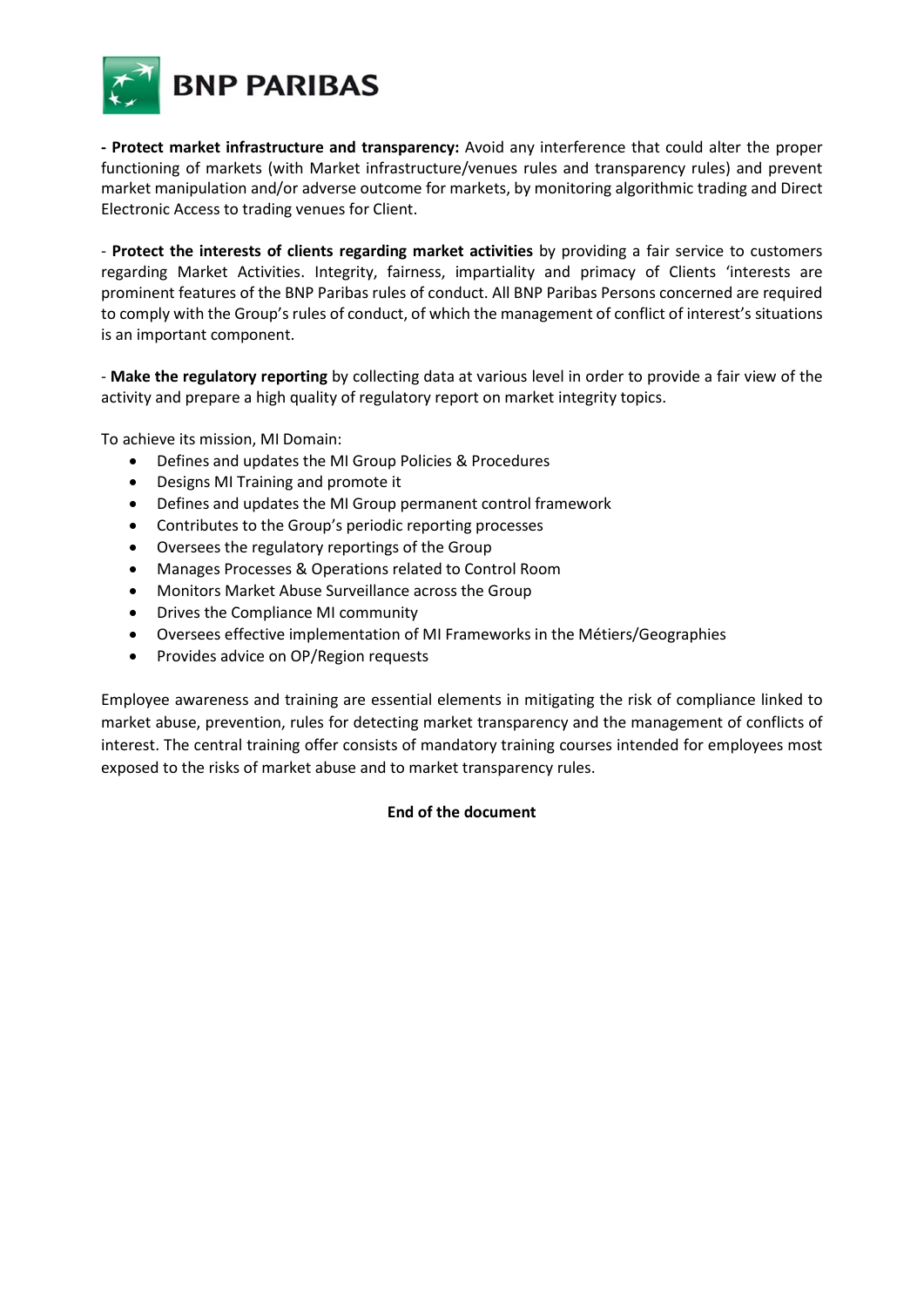**- Protect market infrastructure and transparency:** Avoid any interference that could alter the proper functioning of markets (with Market infrastructure/venues rules and transparency rules) and prevent market manipulation and/or adverse outcome for markets, by monitoring algorithmic trading and Direct Electronic Access to trading venues for Client.

- **Protect the interests of clients regarding market activities** by providing a fair service to customers regarding Market Activities. Integrity, fairness, impartiality and primacy of Clients 'interests are prominent features of the BNP Paribas rules of conduct. All BNP Paribas Persons concerned are required to comply with the Group's rules of conduct, of which the management of conflict of interest's situations is an important component.

- **Make the regulatory reporting** by collecting data at various level in order to provide a fair view of the activity and prepare a high quality of regulatory report on market integrity topics.

To achieve its mission, MI Domain:

- Defines and updates the MI Group Policies & Procedures
- Designs MI Training and promote it
- Defines and updates the MI Group permanent control framework
- Contributes to the Group's periodic reporting processes
- Oversees the regulatory reportings of the Group
- Manages Processes & Operations related to Control Room
- Monitors Market Abuse Surveillance across the Group
- Drives the Compliance MI community
- Oversees effective implementation of MI Frameworks in the Métiers/Geographies
- Provides advice on OP/Region requests

Employee awareness and training are essential elements in mitigating the risk of compliance linked to market abuse, prevention, rules for detecting market transparency and the management of conflicts of interest. The central training offer consists of mandatory training courses intended for employees most exposed to the risks of market abuse and to market transparency rules.

**End of the document**